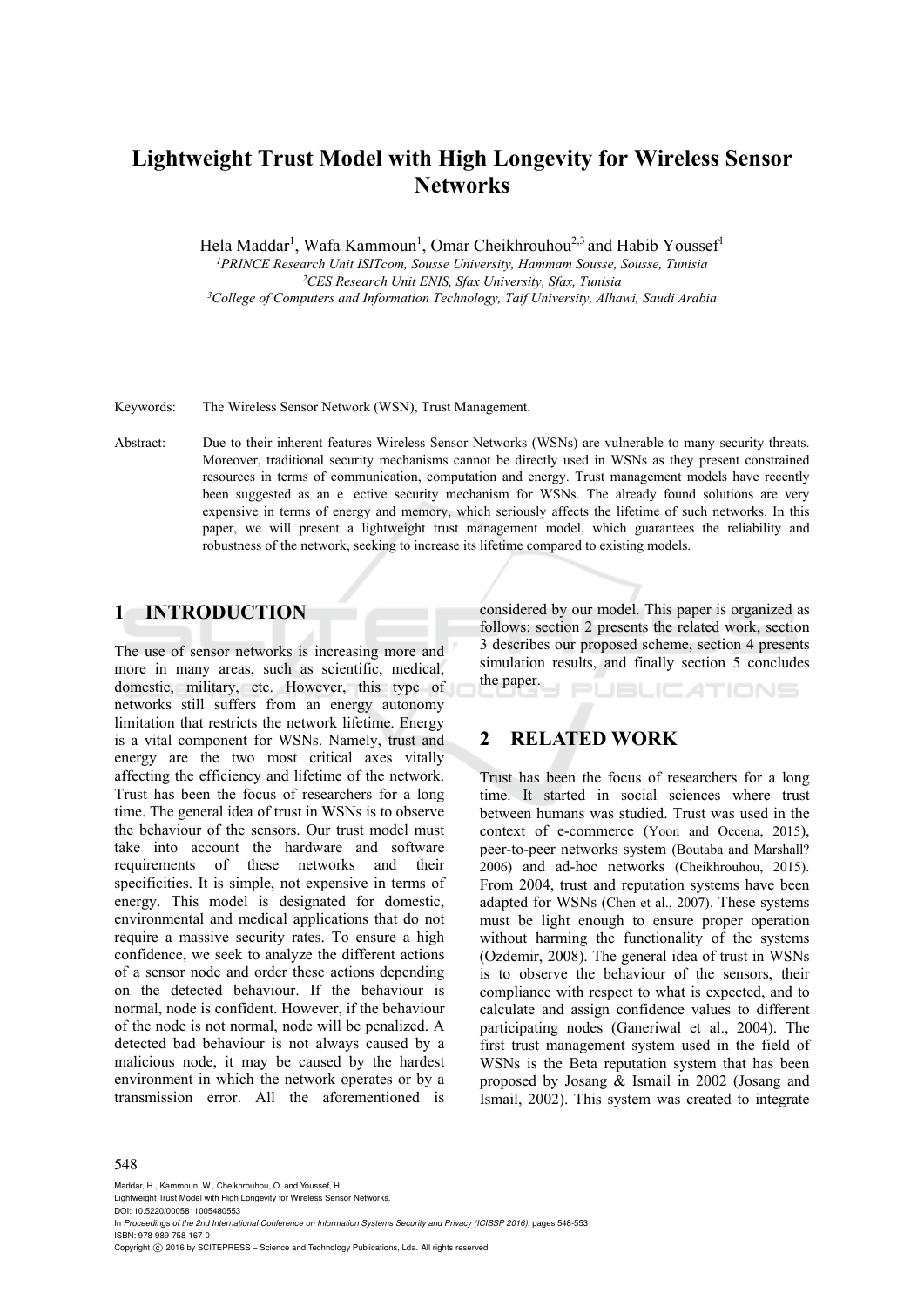# Lightweight Trust Model with High Longevity for Wireless Sensor Networks

Hela Maddar[1], Wafa Kammoun[1], Omar Cheikhrouhou[2,3] and Habib Youssef[1]

[1]PRINCE Research Unit ISITcom, Sousse University, Hammam Sousse, Sousse, Tunisia
[2]CES Research Unit ENIS, Sfax University, Sfax, Tunisia
[3]College of Computers and Information Technology, Taif University, Alhawi, Saudi Arabia

Keywords: The Wireless Sensor Network (WSN), Trust Management.

Abstract: Due to their inherent features Wireless Sensor Networks (WSNs) are vulnerable to many security threats. Moreover, traditional security mechanisms cannot be directly used in WSNs as they present constrained resources in terms of communication, computation and energy. Trust management models have recently been suggested as an e ective security mechanism for WSNs. The already found solutions are very expensive in terms of energy and memory, which seriously affects the lifetime of such networks. In this paper, we will present a lightweight trust management model, which guarantees the reliability and robustness of the network, seeking to increase its lifetime compared to existing models.

## 1 INTRODUCTION

The use of sensor networks is increasing more and more in many areas, such as scientific, medical, domestic, military, etc. However, this type of networks still suffers from an energy autonomy limitation that restricts the network lifetime. Energy is a vital component for WSNs. Namely, trust and energy are the two most critical axes vitally affecting the efficiency and lifetime of the network. Trust has been the focus of researchers for a long time. The general idea of trust in WSNs is to observe the behaviour of the sensors. Our trust model must take into account the hardware and software requirements of these networks and their specificities. It is simple, not expensive in terms of energy. This model is designated for domestic, environmental and medical applications that do not require a massive security rates. To ensure a high confidence, we seek to analyze the different actions of a sensor node and order these actions depending on the detected behaviour. If the behaviour is normal, node is confident. However, if the behaviour of the node is not normal, node will be penalized. A detected bad behaviour is not always caused by a malicious node, it may be caused by the hardest environment in which the network operates or by a transmission error. All the aforementioned is considered by our model. This paper is organized as follows: section 2 presents the related work, section 3 describes our proposed scheme, section 4 presents simulation results, and finally section 5 concludes the paper.

## 2 RELATED WORK

Trust has been the focus of researchers for a long time. It started in social sciences where trust between humans was studied. Trust was used in the context of e-commerce (Yoon and Occena, 2015), peer-to-peer networks system (Boutaba and Marshall? 2006) and ad-hoc networks (Cheikhrouhou, 2015). From 2004, trust and reputation systems have been adapted for WSNs (Chen et al., 2007). These systems must be light enough to ensure proper operation without harming the functionality of the systems (Ozdemir, 2008). The general idea of trust in WSNs is to observe the behaviour of the sensors, their compliance with respect to what is expected, and to calculate and assign confidence values to different participating nodes (Ganeriwal et al., 2004). The first trust management system used in the field of WSNs is the Beta reputation system that has been proposed by Josang & Ismail in 2002 (Josang and Ismail, 2002). This system was created to integrate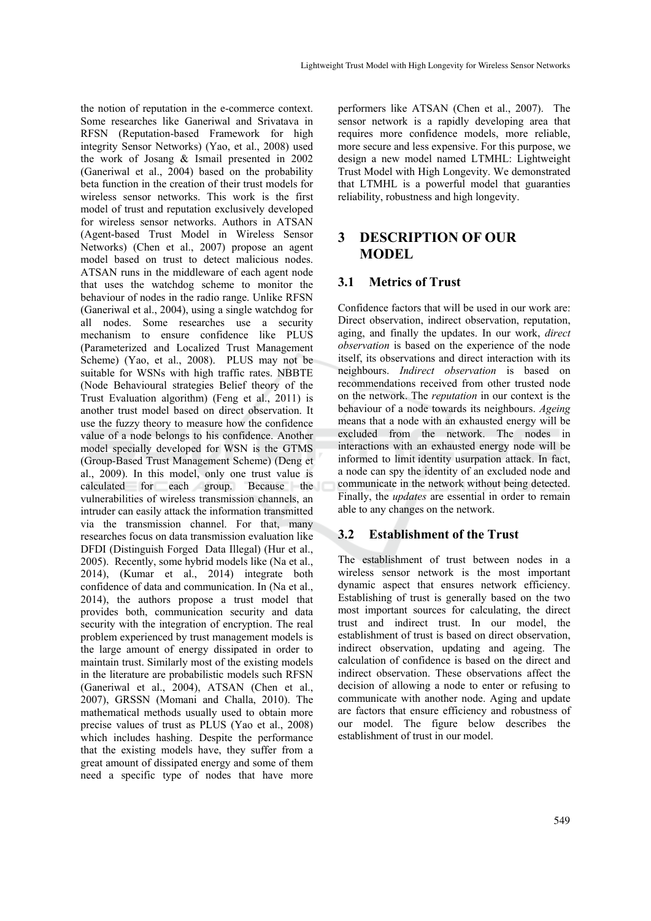the notion of reputation in the e-commerce context. Some researches like Ganeriwal and Srivatava in RFSN (Reputation-based Framework for high integrity Sensor Networks) (Yao, et al., 2008) used the work of Josang & Ismail presented in 2002 (Ganeriwal et al., 2004) based on the probability beta function in the creation of their trust models for wireless sensor networks. This work is the first model of trust and reputation exclusively developed for wireless sensor networks. Authors in ATSAN (Agent-based Trust Model in Wireless Sensor Networks) (Chen et al., 2007) propose an agent model based on trust to detect malicious nodes. ATSAN runs in the middleware of each agent node that uses the watchdog scheme to monitor the behaviour of nodes in the radio range. Unlike RFSN (Ganeriwal et al., 2004), using a single watchdog for all nodes. Some researches use a security mechanism to ensure confidence like PLUS (Parameterized and Localized Trust Management Scheme) (Yao, et al., 2008). PLUS may not be suitable for WSNs with high traffic rates. NBBTE (Node Behavioural strategies Belief theory of the Trust Evaluation algorithm) (Feng et al., 2011) is another trust model based on direct observation. It use the fuzzy theory to measure how the confidence value of a node belongs to his confidence. Another model specially developed for WSN is the GTMS (Group-Based Trust Management Scheme) (Deng et al., 2009). In this model, only one trust value is calculated for each group. Because the vulnerabilities of wireless transmission channels, an intruder can easily attack the information transmitted via the transmission channel. For that, many researches focus on data transmission evaluation like DFDI (Distinguish Forged Data Illegal) (Hur et al., 2005). Recently, some hybrid models like (Na et al., 2014), (Kumar et al., 2014) integrate both confidence of data and communication. In (Na et al., 2014), the authors propose a trust model that provides both, communication security and data security with the integration of encryption. The real problem experienced by trust management models is the large amount of energy dissipated in order to maintain trust. Similarly most of the existing models in the literature are probabilistic models such RFSN (Ganeriwal et al., 2004), ATSAN (Chen et al., 2007), GRSSN (Momani and Challa, 2010). The mathematical methods usually used to obtain more precise values of trust as PLUS (Yao et al., 2008) which includes hashing. Despite the performance that the existing models have, they suffer from a great amount of dissipated energy and some of them need a specific type of nodes that have more performers like ATSAN (Chen et al., 2007). The sensor network is a rapidly developing area that requires more confidence models, more reliable, more secure and less expensive. For this purpose, we design a new model named LTMHL: Lightweight Trust Model with High Longevity. We demonstrated that LTMHL is a powerful model that guaranties reliability, robustness and high longevity.

## 3 DESCRIPTION OF OUR MODEL

### 3.1 Metrics of Trust

Confidence factors that will be used in our work are: Direct observation, indirect observation, reputation, aging, and finally the updates. In our work, *direct observation* is based on the experience of the node itself, its observations and direct interaction with its neighbours. *Indirect observation* is based on recommendations received from other trusted node on the network. The *reputation* in our context is the behaviour of a node towards its neighbours. *Ageing* means that a node with an exhausted energy will be excluded from the network. The nodes in interactions with an exhausted energy node will be informed to limit identity usurpation attack. In fact, a node can spy the identity of an excluded node and communicate in the network without being detected. Finally, the *updates* are essential in order to remain able to any changes on the network.

### 3.2 Establishment of the Trust

The establishment of trust between nodes in a wireless sensor network is the most important dynamic aspect that ensures network efficiency. Establishing of trust is generally based on the two most important sources for calculating, the direct trust and indirect trust. In our model, the establishment of trust is based on direct observation, indirect observation, updating and ageing. The calculation of confidence is based on the direct and indirect observation. These observations affect the decision of allowing a node to enter or refusing to communicate with another node. Aging and update are factors that ensure efficiency and robustness of our model. The figure below describes the establishment of trust in our model.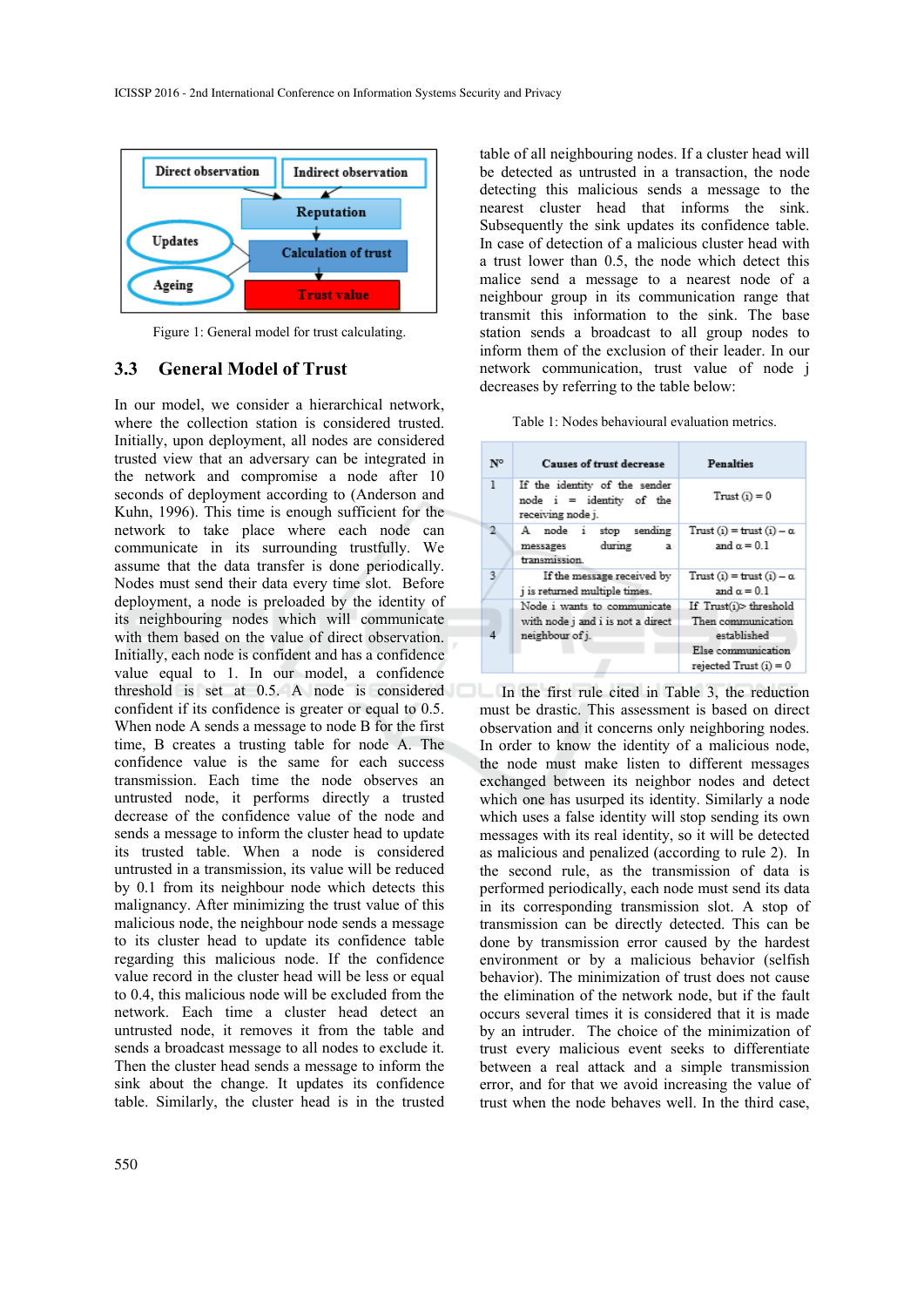Figure 1: General model for trust calculating.

## 3.3 General Model of Trust

In our model, we consider a hierarchical network, where the collection station is considered trusted. Initially, upon deployment, all nodes are considered trusted view that an adversary can be integrated in the network and compromise a node after 10 seconds of deployment according to (Anderson and Kuhn, 1996). This time is enough sufficient for the network to take place where each node can communicate in its surrounding trustfully. We assume that the data transfer is done periodically. Nodes must send their data every time slot. Before deployment, a node is preloaded by the identity of its neighbouring nodes which will communicate with them based on the value of direct observation. Initially, each node is confident and has a confidence value equal to 1. In our model, a confidence threshold is set at 0.5. A node is considered confident if its confidence is greater or equal to 0.5. When node A sends a message to node B for the first time, B creates a trusting table for node A. The confidence value is the same for each success transmission. Each time the node observes an untrusted node, it performs directly a trusted decrease of the confidence value of the node and sends a message to inform the cluster head to update its trusted table. When a node is considered untrusted in a transmission, its value will be reduced by 0.1 from its neighbour node which detects this malignancy. After minimizing the trust value of this malicious node, the neighbour node sends a message to its cluster head to update its confidence table regarding this malicious node. If the confidence value record in the cluster head will be less or equal to 0.4, this malicious node will be excluded from the network. Each time a cluster head detect an untrusted node, it removes it from the table and sends a broadcast message to all nodes to exclude it. Then the cluster head sends a message to inform the sink about the change. It updates its confidence table. Similarly, the cluster head is in the trusted table of all neighbouring nodes. If a cluster head will be detected as untrusted in a transaction, the node detecting this malicious sends a message to the nearest cluster head that informs the sink. Subsequently the sink updates its confidence table. In case of detection of a malicious cluster head with a trust lower than 0.5, the node which detect this malice send a message to a nearest node of a neighbour group in its communication range that transmit this information to the sink. The base station sends a broadcast to all group nodes to inform them of the exclusion of their leader. In our network communication, trust value of node j decreases by referring to the table below:

Table 1: Nodes behavioural evaluation metrics.

| N° | Causes of trust decrease | Penalties |
|---|---|---|
| 1 | If the identity of the sender node i = identity of the receiving node j. | Trust (i) = 0 |
| 2 | A node i stop sending messages during a transmission. | Trust (i) = trust (i) – α and α = 0.1 |
| 3 | If the message received by j is returned multiple times. | Trust (i) = trust (i) – α and α = 0.1 |
| 4 | Node i wants to communicate with node j and i is not a direct neighbour of j. | If Trust(i)> threshold Then communication established Else communication rejected Trust (i) = 0 |

In the first rule cited in Table 3, the reduction must be drastic. This assessment is based on direct observation and it concerns only neighboring nodes. In order to know the identity of a malicious node, the node must make listen to different messages exchanged between its neighbor nodes and detect which one has usurped its identity. Similarly a node which uses a false identity will stop sending its own messages with its real identity, so it will be detected as malicious and penalized (according to rule 2). In the second rule, as the transmission of data is performed periodically, each node must send its data in its corresponding transmission slot. A stop of transmission can be directly detected. This can be done by transmission error caused by the hardest environment or by a malicious behavior (selfish behavior). The minimization of trust does not cause the elimination of the network node, but if the fault occurs several times it is considered that it is made by an intruder. The choice of the minimization of trust every malicious event seeks to differentiate between a real attack and a simple transmission error, and for that we avoid increasing the value of trust when the node behaves well. In the third case,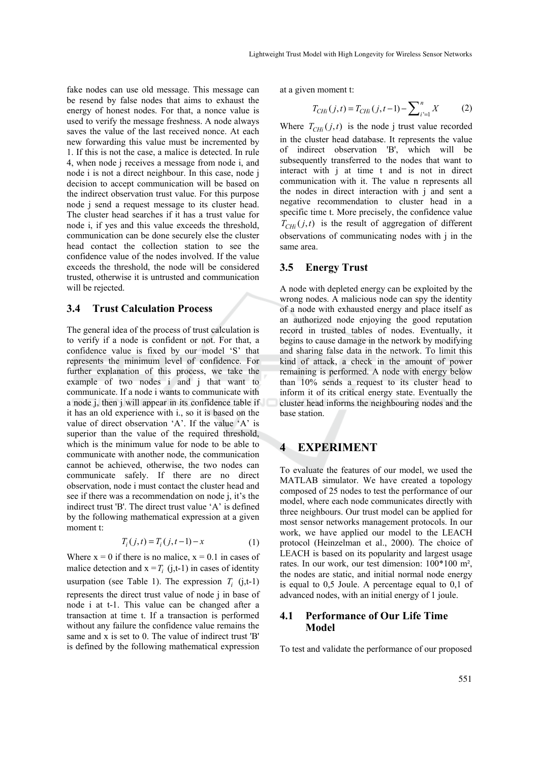fake nodes can use old message. This message can be resend by false nodes that aims to exhaust the energy of honest nodes. For that, a nonce value is used to verify the message freshness. A node always saves the value of the last received nonce. At each new forwarding this value must be incremented by 1. If this is not the case, a malice is detected. In rule 4, when node j receives a message from node i, and node i is not a direct neighbour. In this case, node j decision to accept communication will be based on the indirect observation trust value. For this purpose node j send a request message to its cluster head. The cluster head searches if it has a trust value for node i, if yes and this value exceeds the threshold, communication can be done securely else the cluster head contact the collection station to see the confidence value of the nodes involved. If the value exceeds the threshold, the node will be considered trusted, otherwise it is untrusted and communication will be rejected.

## 3.4 Trust Calculation Process

The general idea of the process of trust calculation is to verify if a node is confident or not. For that, a confidence value is fixed by our model 'S' that represents the minimum level of confidence. For further explanation of this process, we take the example of two nodes i and j that want to communicate. If a node i wants to communicate with a node j, then j will appear in its confidence table if it has an old experience with i., so it is based on the value of direct observation 'A'. If the value 'A' is superior than the value of the required threshold, which is the minimum value for node to be able to communicate with another node, the communication cannot be achieved, otherwise, the two nodes can communicate safely. If there are no direct observation, node i must contact the cluster head and see if there was a recommendation on node j, it's the indirect trust 'B'. The direct trust value 'A' is defined by the following mathematical expression at a given moment t:

$$T_i(j,t) = T_i(j,t-1) - x \qquad (1)$$

Where x = 0 if there is no malice, x = 0.1 in cases of malice detection and x = $T_i$ (j,t-1) in cases of identity usurpation (see Table 1). The expression $T_i$ (j,t-1) represents the direct trust value of node j in base of node i at t-1. This value can be changed after a transaction at time t. If a transaction is performed without any failure the confidence value remains the same and x is set to 0. The value of indirect trust 'B' is defined by the following mathematical expression at a given moment t:

$$T_{CHi}(j,t) = T_{CHi}(j,t-1) - \sum_{i'=1}^{n} X \qquad (2)$$

Where $T_{CHi}(j,t)$ is the node j trust value recorded in the cluster head database. It represents the value of indirect observation 'B', which will be subsequently transferred to the nodes that want to interact with j at time t and is not in direct communication with it. The value n represents all the nodes in direct interaction with j and sent a negative recommendation to cluster head in a specific time t. More precisely, the confidence value $T_{CHi}(j,t)$ is the result of aggregation of different observations of communicating nodes with j in the same area.

## 3.5 Energy Trust

A node with depleted energy can be exploited by the wrong nodes. A malicious node can spy the identity of a node with exhausted energy and place itself as an authorized node enjoying the good reputation record in trusted tables of nodes. Eventually, it begins to cause damage in the network by modifying and sharing false data in the network. To limit this kind of attack, a check in the amount of power remaining is performed. A node with energy below than 10% sends a request to its cluster head to inform it of its critical energy state. Eventually the cluster head informs the neighbouring nodes and the base station.

# 4 EXPERIMENT

To evaluate the features of our model, we used the MATLAB simulator. We have created a topology composed of 25 nodes to test the performance of our model, where each node communicates directly with three neighbours. Our trust model can be applied for most sensor networks management protocols. In our work, we have applied our model to the LEACH protocol (Heinzelman et al., 2000). The choice of LEACH is based on its popularity and largest usage rates. In our work, our test dimension: 100*100 m², the nodes are static, and initial normal node energy is equal to 0,5 Joule. A percentage equal to 0,1 of advanced nodes, with an initial energy of 1 joule.

## 4.1 Performance of Our Life Time Model

To test and validate the performance of our proposed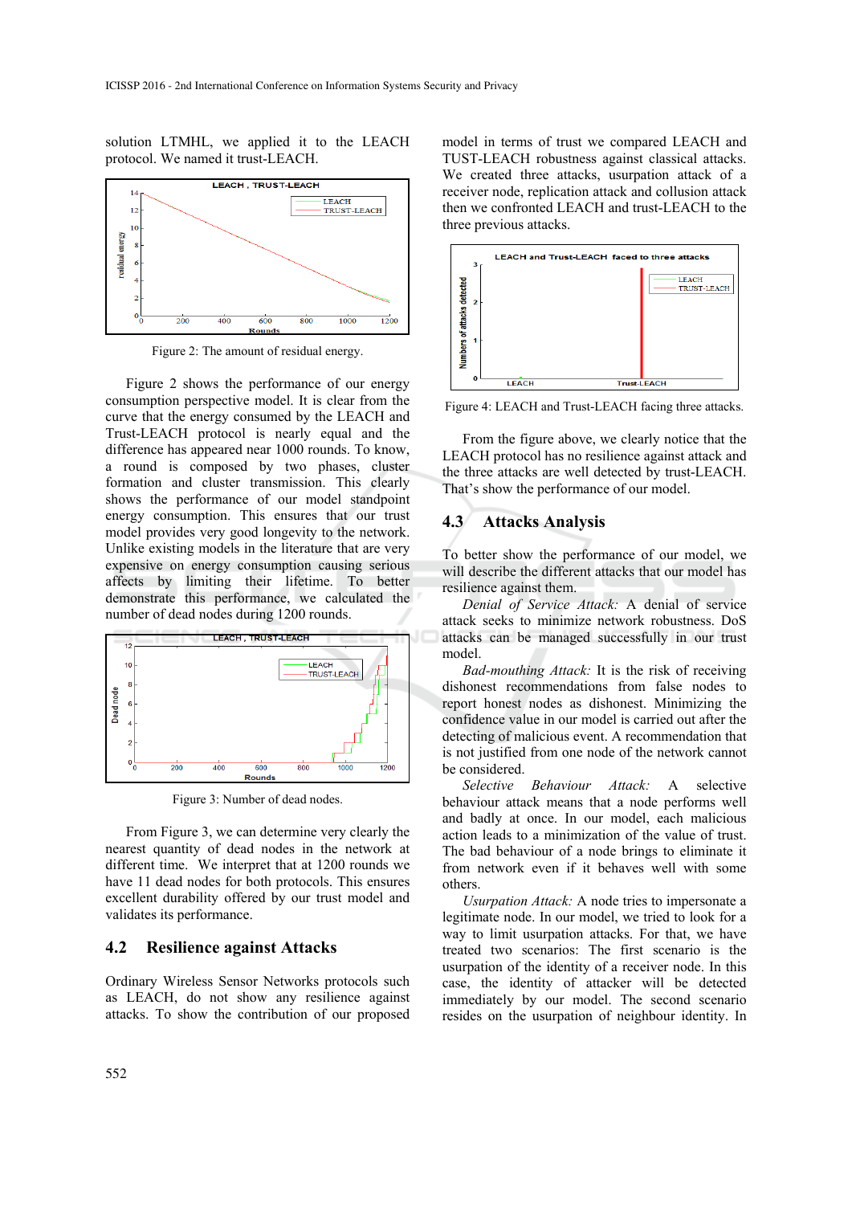solution LTMHL, we applied it to the LEACH protocol. We named it trust-LEACH.

Figure 2: The amount of residual energy.

Figure 2 shows the performance of our energy consumption perspective model. It is clear from the curve that the energy consumed by the LEACH and Trust-LEACH protocol is nearly equal and the difference has appeared near 1000 rounds. To know, a round is composed by two phases, cluster formation and cluster transmission. This clearly shows the performance of our model standpoint energy consumption. This ensures that our trust model provides very good longevity to the network. Unlike existing models in the literature that are very expensive on energy consumption causing serious affects by limiting their lifetime. To better demonstrate this performance, we calculated the number of dead nodes during 1200 rounds.

Figure 3: Number of dead nodes.

From Figure 3, we can determine very clearly the nearest quantity of dead nodes in the network at different time. We interpret that at 1200 rounds we have 11 dead nodes for both protocols. This ensures excellent durability offered by our trust model and validates its performance.

## 4.2 Resilience against Attacks

Ordinary Wireless Sensor Networks protocols such as LEACH, do not show any resilience against attacks. To show the contribution of our proposed model in terms of trust we compared LEACH and TUST-LEACH robustness against classical attacks. We created three attacks, usurpation attack of a receiver node, replication attack and collusion attack then we confronted LEACH and trust-LEACH to the three previous attacks.

Figure 4: LEACH and Trust-LEACH facing three attacks.

From the figure above, we clearly notice that the LEACH protocol has no resilience against attack and the three attacks are well detected by trust-LEACH. That's show the performance of our model.

## 4.3 Attacks Analysis

To better show the performance of our model, we will describe the different attacks that our model has resilience against them.

*Denial of Service Attack:* A denial of service attack seeks to minimize network robustness. DoS attacks can be managed successfully in our trust model.

*Bad-mouthing Attack:* It is the risk of receiving dishonest recommendations from false nodes to report honest nodes as dishonest. Minimizing the confidence value in our model is carried out after the detecting of malicious event. A recommendation that is not justified from one node of the network cannot be considered.

*Selective Behaviour Attack:* A selective behaviour attack means that a node performs well and badly at once. In our model, each malicious action leads to a minimization of the value of trust. The bad behaviour of a node brings to eliminate it from network even if it behaves well with some others.

*Usurpation Attack:* A node tries to impersonate a legitimate node. In our model, we tried to look for a way to limit usurpation attacks. For that, we have treated two scenarios: The first scenario is the usurpation of the identity of a receiver node. In this case, the identity of attacker will be detected immediately by our model. The second scenario resides on the usurpation of neighbour identity. In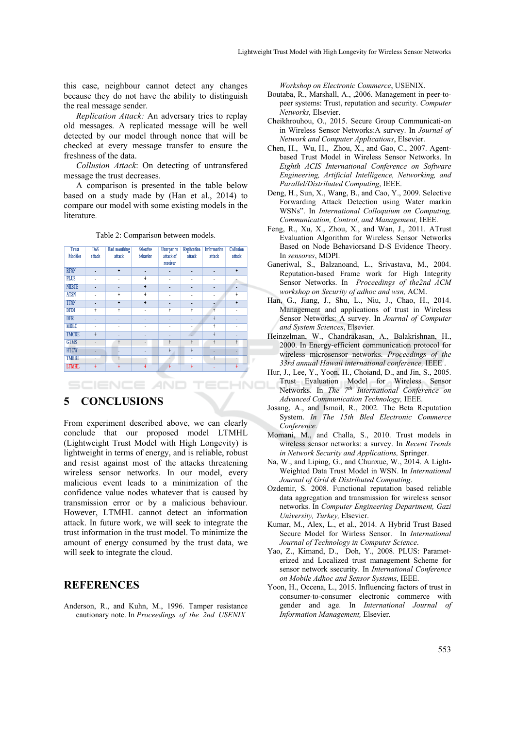this case, neighbour cannot detect any changes because they do not have the ability to distinguish the real message sender.

*Replication Attack:* An adversary tries to replay old messages. A replicated message will be well detected by our model through nonce that will be checked at every message transfer to ensure the freshness of the data.

*Collusion Attack*: On detecting of untransfered message the trust decreases.

A comparison is presented in the table below based on a study made by (Han et al., 2014) to compare our model with some existing models in the literature.

Table 2: Comparison between models.

| Trust Modèles | DoS attack | Bad-mouthing attack | Selective behavior | Usurpation attack of receiver | Replication attack | Information attack | Collusion attack |
|---|---|---|---|---|---|---|---|
| RFSN | - | + | - | - | - | - | + |
| PLUS | - | - | + | - | - | - | - |
| NBBTE | - | - | + | - | - | - | - |
| ATSN | - | + | + | - | - | - | + |
| TTSN | - | + | + | - | - | - | + |
| DFDI | + | + | - | + | + | + | - |
| DFR | - | - | - | - | - | + | - |
| MDLC | - | - | - | - | - | + | - |
| TMCDE | + | - | - | - | - | + | - |
| GTMS | - | + | - | + | + | + | + |
| HTCW | - | - | - | + | + | - | - |
| TMBBT | - | + | - | - | - | + | - |
| LTMHL | + | + | + | + | + | - | + |

## 5 CONCLUSIONS

From experiment described above, we can clearly conclude that our proposed model LTMHL (Lightweight Trust Model with High Longevity) is lightweight in terms of energy, and is reliable, robust and resist against most of the attacks threatening wireless sensor networks. In our model, every malicious event leads to a minimization of the confidence value nodes whatever that is caused by transmission error or by a malicious behaviour. However, LTMHL cannot detect an information attack. In future work, we will seek to integrate the trust information in the trust model. To minimize the amount of energy consumed by the trust data, we will seek to integrate the cloud.

## REFERENCES

Anderson, R., and Kuhn, M., 1996. Tamper resistance cautionary note. In *Proceedings of the 2nd USENIX Workshop on Electronic Commerce*, USENIX.

Boutaba, R., Marshall, A., ,2006. Management in peer-to-peer systems: Trust, reputation and security. *Computer Networks,* Elsevier.

Cheikhrouhou, O., 2015. Secure Group Communicati-on in Wireless Sensor Networks:A survey. In *Journal of Network and Computer Applications*, Elsevier.

Chen, H., Wu, H., Zhou, X., and Gao, C., 2007. Agent-based Trust Model in Wireless Sensor Networks. In *Eighth ACIS International Conference on Software Engineering, Artificial Intelligence, Networking, and Parallel/Distributed Computing*, IEEE.

Deng, H., Sun, X., Wang, B., and Cao, Y., 2009. Selective Forwarding Attack Detection using Water markin WSNs". In *International Colloquium on Computing, Communication, Control, and Management,* IEEE.

Feng, R., Xu, X., Zhou, X., and Wan, J., 2011. ATrust Evaluation Algorithm for Wireless Sensor Networks Based on Node Behaviorsand D-S Evidence Theory. In *sensores*, MDPI.

Ganeriwal, S., Balzanoand, L., Srivastava, M., 2004. Reputation-based Frame work for High Integrity Sensor Networks. In *Proceedings of the2nd ACM workshop on Security of adhoc and wsn,* ACM.

Han, G., Jiang, J., Shu, L., Niu, J., Chao, H., 2014. Management and applications of trust in Wireless Sensor Networks: A survey. In *Journal of Computer and System Sciences*, Elsevier.

Heinzelman, W., Chandrakasan, A., Balakrishnan, H., 2000. In Energy-efficient communication protocol for wireless microsensor networks. *Proceedings of the 33rd annual Hawaii international conference,* IEEE .

Hur, J., Lee, Y., Yoon, H., Choiand, D., and Jin, S., 2005. Trust Evaluation Model for Wireless Sensor Networks. In *The 7th International Conference on Advanced Communication Technology,* IEEE.

Josang, A., and Ismail, R., 2002. The Beta Reputation System. *In The 15th Bled Electronic Commerce Conference.*

Momani, M., and Challa, S., 2010. Trust models in wireless sensor networks: a survey. In *Recent Trends in Network Security and Applications,* Springer.

Na, W., and Liping, G., and Chunxue, W., 2014. A Light-Weighted Data Trust Model in WSN. In *International Journal of Grid & Distributed Computing*.

Ozdemir, S. 2008. Functional reputation based reliable data aggregation and transmission for wireless sensor networks. In *Computer Engineering Department, Gazi University, Turkey,* Elsevier.

Kumar, M., Alex, L., et al., 2014. A Hybrid Trust Based Secure Model for Wirless Sensor. In *International Journal of Technology in Computer Science*.

Yao, Z., Kimand, D., Doh, Y., 2008. PLUS: Paramet-erized and Localized trust management Scheme for sensor network ssecurity. In *International Conference on Mobile Adhoc and Sensor Systems*, IEEE.

Yoon, H., Occena, L., 2015. Influencing factors of trust in consumer-to-consumer electronic commerce with gender and age. In *International Journal of Information Management,* Elsevier.